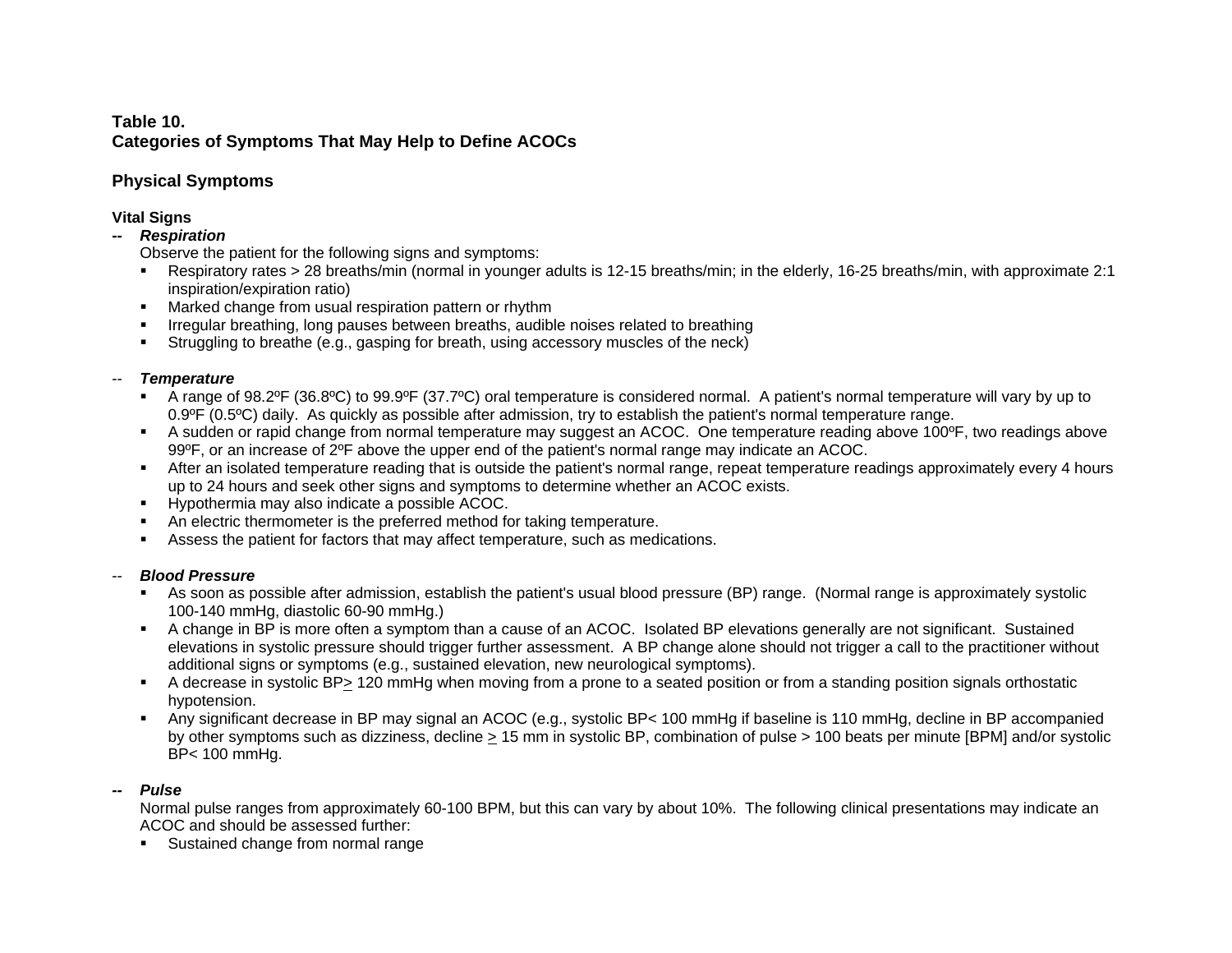**Table 10.**
**Categories of Symptoms That May Help to Define ACOCs**

## Physical Symptoms

**Vital Signs**

-- ***Respiration***

Observe the patient for the following signs and symptoms:

- Respiratory rates > 28 breaths/min (normal in younger adults is 12-15 breaths/min; in the elderly, 16-25 breaths/min, with approximate 2:1 inspiration/expiration ratio)
- Marked change from usual respiration pattern or rhythm
- Irregular breathing, long pauses between breaths, audible noises related to breathing
- Struggling to breathe (e.g., gasping for breath, using accessory muscles of the neck)

-- ***Temperature***

- A range of 98.2ºF (36.8ºC) to 99.9ºF (37.7ºC) oral temperature is considered normal. A patient's normal temperature will vary by up to 0.9ºF (0.5ºC) daily. As quickly as possible after admission, try to establish the patient's normal temperature range.
- A sudden or rapid change from normal temperature may suggest an ACOC. One temperature reading above 100ºF, two readings above 99ºF, or an increase of 2ºF above the upper end of the patient's normal range may indicate an ACOC.
- After an isolated temperature reading that is outside the patient's normal range, repeat temperature readings approximately every 4 hours up to 24 hours and seek other signs and symptoms to determine whether an ACOC exists.
- Hypothermia may also indicate a possible ACOC.
- An electric thermometer is the preferred method for taking temperature.
- Assess the patient for factors that may affect temperature, such as medications.

-- ***Blood Pressure***

- As soon as possible after admission, establish the patient's usual blood pressure (BP) range. (Normal range is approximately systolic 100-140 mmHg, diastolic 60-90 mmHg.)
- A change in BP is more often a symptom than a cause of an ACOC. Isolated BP elevations generally are not significant. Sustained elevations in systolic pressure should trigger further assessment. A BP change alone should not trigger a call to the practitioner without additional signs or symptoms (e.g., sustained elevation, new neurological symptoms).
- A decrease in systolic BP $\geq$ 120 mmHg when moving from a prone to a seated position or from a standing position signals orthostatic hypotension.
- Any significant decrease in BP may signal an ACOC (e.g., systolic BP< 100 mmHg if baseline is 110 mmHg, decline in BP accompanied by other symptoms such as dizziness, decline $\geq$ 15 mm in systolic BP, combination of pulse > 100 beats per minute [BPM] and/or systolic BP< 100 mmHg.

-- ***Pulse***

Normal pulse ranges from approximately 60-100 BPM, but this can vary by about 10%. The following clinical presentations may indicate an ACOC and should be assessed further:

- Sustained change from normal range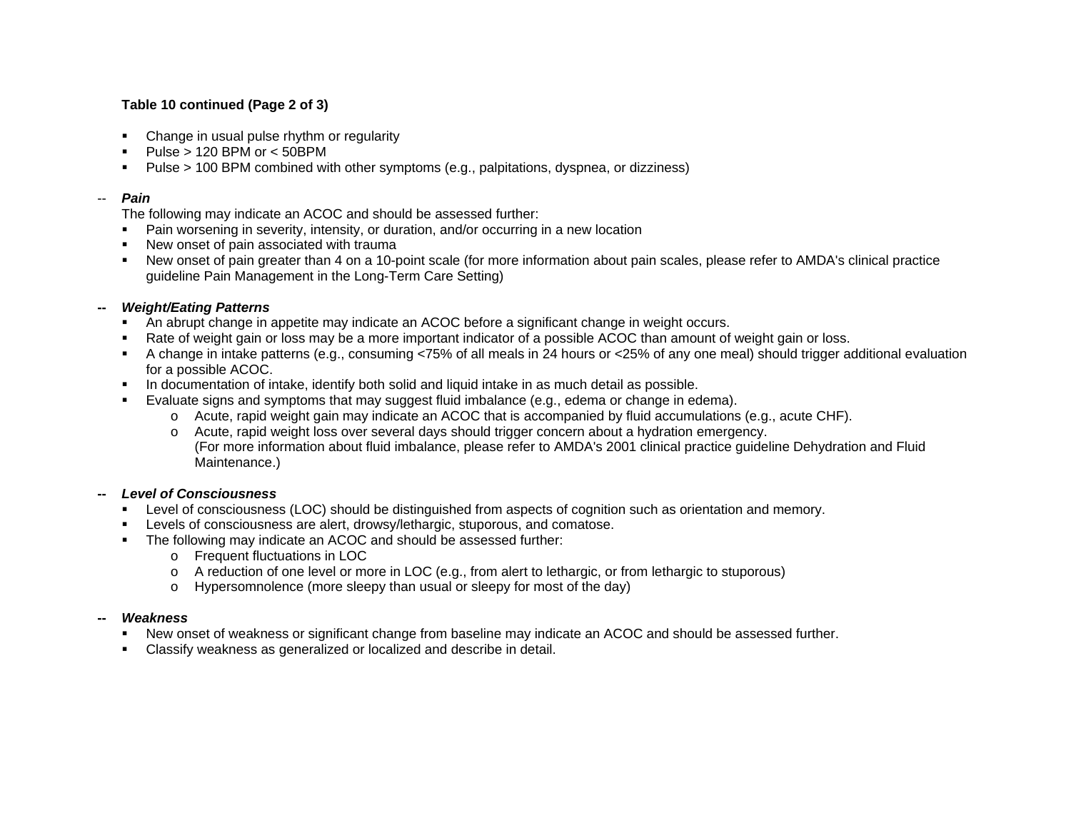**Table 10 continued (Page 2 of 3)**

- Change in usual pulse rhythm or regularity
- Pulse > 120 BPM or < 50BPM
- Pulse > 100 BPM combined with other symptoms (e.g., palpitations, dyspnea, or dizziness)

-- ***Pain***

The following may indicate an ACOC and should be assessed further:

- Pain worsening in severity, intensity, or duration, and/or occurring in a new location
- New onset of pain associated with trauma
- New onset of pain greater than 4 on a 10-point scale (for more information about pain scales, please refer to AMDA's clinical practice guideline Pain Management in the Long-Term Care Setting)

**--** ***Weight/Eating Patterns***

- An abrupt change in appetite may indicate an ACOC before a significant change in weight occurs.
- Rate of weight gain or loss may be a more important indicator of a possible ACOC than amount of weight gain or loss.
- A change in intake patterns (e.g., consuming <75% of all meals in 24 hours or <25% of any one meal) should trigger additional evaluation for a possible ACOC.
- In documentation of intake, identify both solid and liquid intake in as much detail as possible.
- Evaluate signs and symptoms that may suggest fluid imbalance (e.g., edema or change in edema).
  - Acute, rapid weight gain may indicate an ACOC that is accompanied by fluid accumulations (e.g., acute CHF).
  - Acute, rapid weight loss over several days should trigger concern about a hydration emergency. (For more information about fluid imbalance, please refer to AMDA's 2001 clinical practice guideline Dehydration and Fluid Maintenance.)

**--** ***Level of Consciousness***

- Level of consciousness (LOC) should be distinguished from aspects of cognition such as orientation and memory.
- Levels of consciousness are alert, drowsy/lethargic, stuporous, and comatose.
- The following may indicate an ACOC and should be assessed further:
  - Frequent fluctuations in LOC
  - A reduction of one level or more in LOC (e.g., from alert to lethargic, or from lethargic to stuporous)
  - Hypersomnolence (more sleepy than usual or sleepy for most of the day)

**--** ***Weakness***

- New onset of weakness or significant change from baseline may indicate an ACOC and should be assessed further.
- Classify weakness as generalized or localized and describe in detail.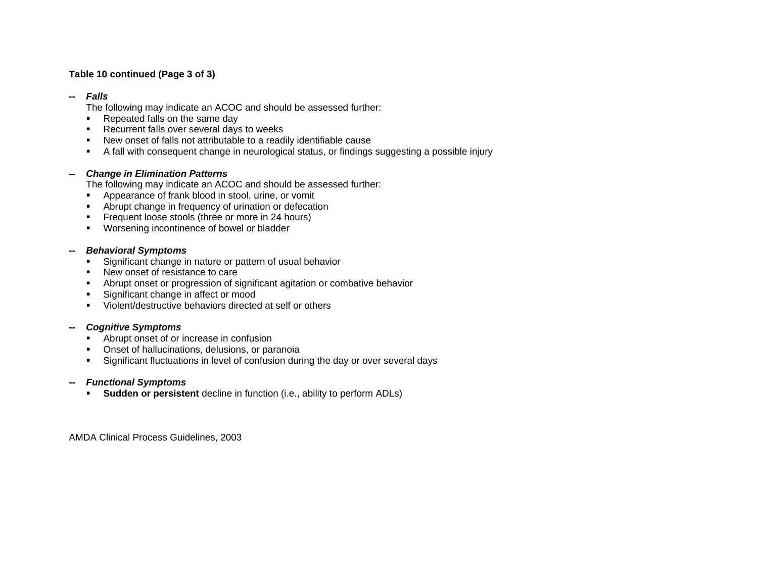**Table 10 continued (Page 3 of 3)**

-- ***Falls***

The following may indicate an ACOC and should be assessed further:

- Repeated falls on the same day
- Recurrent falls over several days to weeks
- New onset of falls not attributable to a readily identifiable cause
- A fall with consequent change in neurological status, or findings suggesting a possible injury

-- ***Change in Elimination Patterns***

The following may indicate an ACOC and should be assessed further:

- Appearance of frank blood in stool, urine, or vomit
- Abrupt change in frequency of urination or defecation
- Frequent loose stools (three or more in 24 hours)
- Worsening incontinence of bowel or bladder

-- ***Behavioral Symptoms***

- Significant change in nature or pattern of usual behavior
- New onset of resistance to care
- Abrupt onset or progression of significant agitation or combative behavior
- Significant change in affect or mood
- Violent/destructive behaviors directed at self or others

-- ***Cognitive Symptoms***

- Abrupt onset of or increase in confusion
- Onset of hallucinations, delusions, or paranoia
- Significant fluctuations in level of confusion during the day or over several days

-- ***Functional Symptoms***

- **Sudden or persistent** decline in function (i.e., ability to perform ADLs)

AMDA Clinical Process Guidelines, 2003